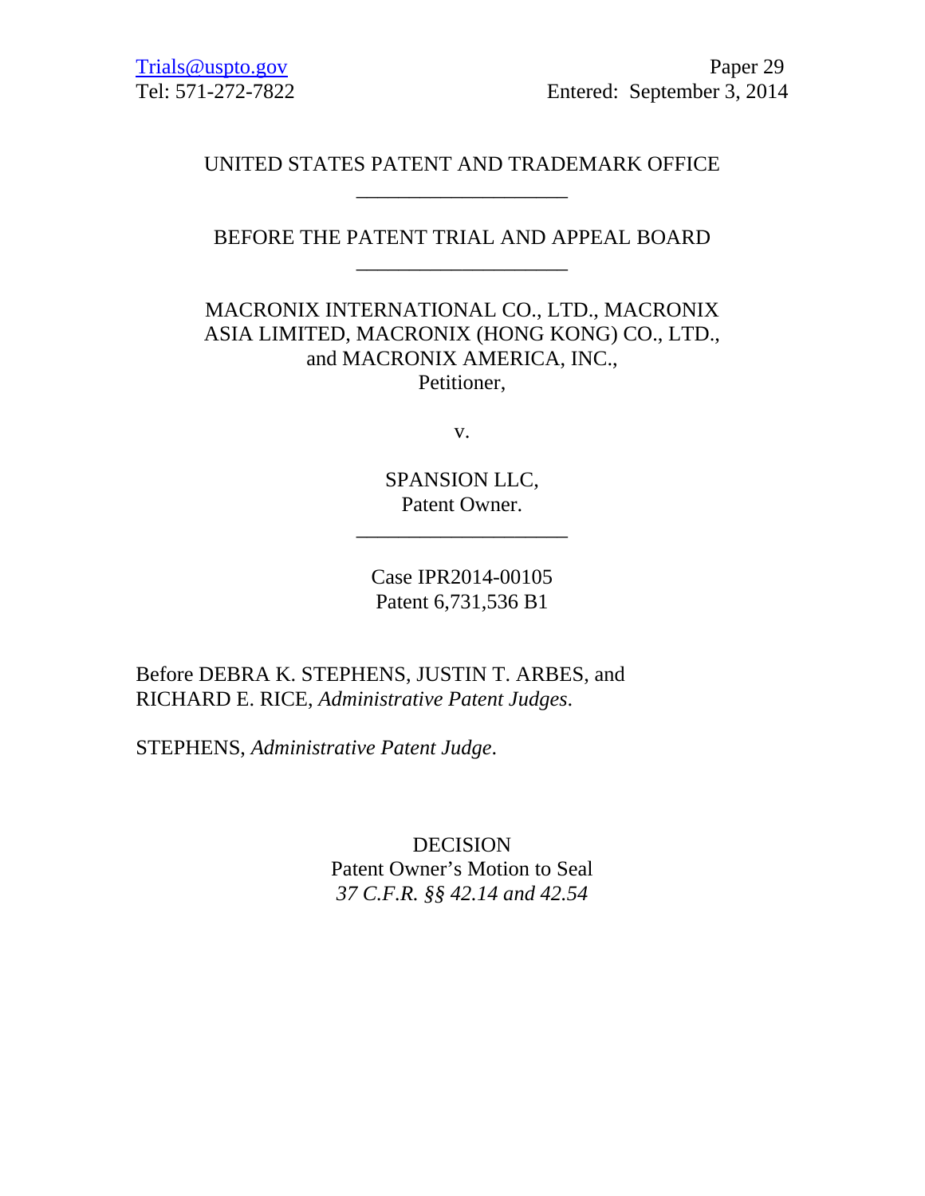Trials@uspto.gov
Tel: 571-272-7822

Paper 29
Entered: September 3, 2014

UNITED STATES PATENT AND TRADEMARK OFFICE

\_\_\_\_\_\_\_\_\_\_\_\_\_\_\_\_\_\_\_\_

BEFORE THE PATENT TRIAL AND APPEAL BOARD

\_\_\_\_\_\_\_\_\_\_\_\_\_\_\_\_\_\_\_\_

MACRONIX INTERNATIONAL CO., LTD., MACRONIX ASIA LIMITED, MACRONIX (HONG KONG) CO., LTD., and MACRONIX AMERICA, INC.,
Petitioner,

v.

SPANSION LLC,
Patent Owner.

\_\_\_\_\_\_\_\_\_\_\_\_\_\_\_\_\_\_\_\_

Case IPR2014-00105
Patent 6,731,536 B1

Before DEBRA K. STEPHENS, JUSTIN T. ARBES, and RICHARD E. RICE, *Administrative Patent Judges*.

STEPHENS, *Administrative Patent Judge*.

DECISION
Patent Owner's Motion to Seal
*37 C.F.R. §§ 42.14 and 42.54*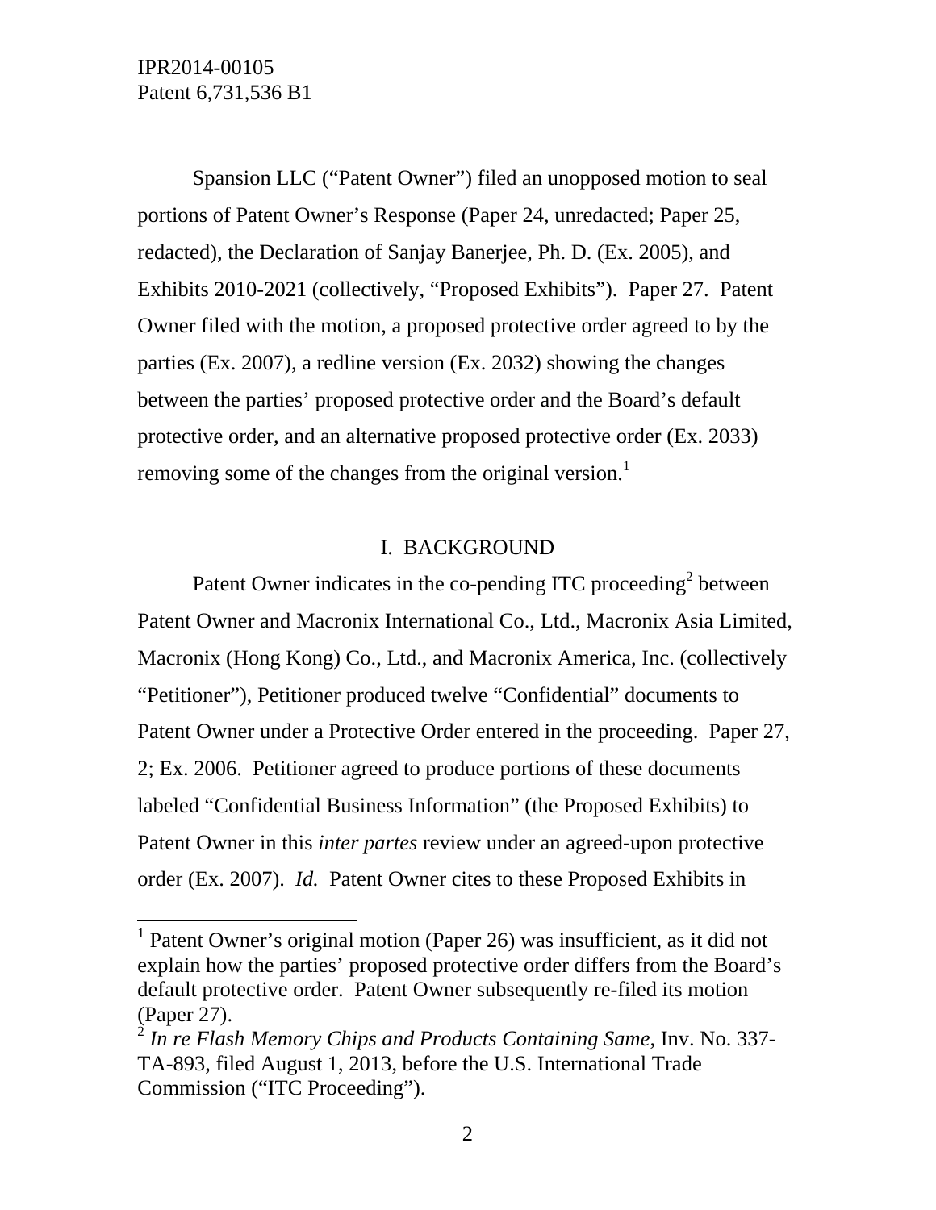Spansion LLC ("Patent Owner") filed an unopposed motion to seal portions of Patent Owner's Response (Paper 24, unredacted; Paper 25, redacted), the Declaration of Sanjay Banerjee, Ph. D. (Ex. 2005), and Exhibits 2010-2021 (collectively, "Proposed Exhibits"). Paper 27. Patent Owner filed with the motion, a proposed protective order agreed to by the parties (Ex. 2007), a redline version (Ex. 2032) showing the changes between the parties' proposed protective order and the Board's default protective order, and an alternative proposed protective order (Ex. 2033) removing some of the changes from the original version.[1]

## I. BACKGROUND

Patent Owner indicates in the co-pending ITC proceeding[2] between Patent Owner and Macronix International Co., Ltd., Macronix Asia Limited, Macronix (Hong Kong) Co., Ltd., and Macronix America, Inc. (collectively "Petitioner"), Petitioner produced twelve "Confidential" documents to Patent Owner under a Protective Order entered in the proceeding. Paper 27, 2; Ex. 2006. Petitioner agreed to produce portions of these documents labeled "Confidential Business Information" (the Proposed Exhibits) to Patent Owner in this *inter partes* review under an agreed-upon protective order (Ex. 2007). *Id.* Patent Owner cites to these Proposed Exhibits in

---

[1] Patent Owner's original motion (Paper 26) was insufficient, as it did not explain how the parties' proposed protective order differs from the Board's default protective order. Patent Owner subsequently re-filed its motion (Paper 27).

[2] *In re Flash Memory Chips and Products Containing Same*, Inv. No. 337-TA-893, filed August 1, 2013, before the U.S. International Trade Commission ("ITC Proceeding").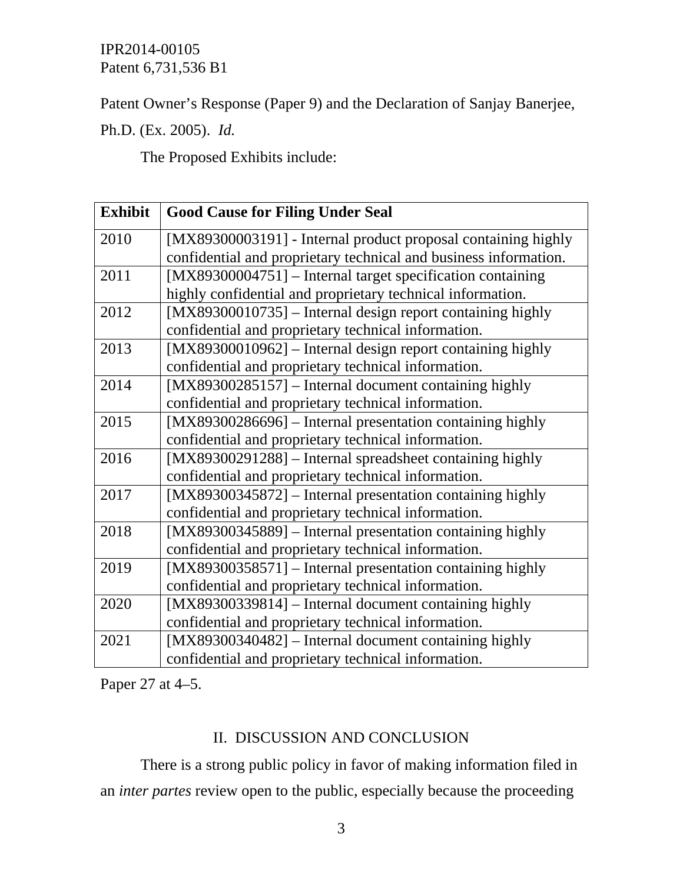Patent Owner's Response (Paper 9) and the Declaration of Sanjay Banerjee, Ph.D. (Ex. 2005). *Id.*

The Proposed Exhibits include:

| Exhibit | Good Cause for Filing Under Seal |
|---|---|
| 2010 | [MX89300003191] - Internal product proposal containing highly confidential and proprietary technical and business information. |
| 2011 | [MX89300004751] – Internal target specification containing highly confidential and proprietary technical information. |
| 2012 | [MX89300010735] – Internal design report containing highly confidential and proprietary technical information. |
| 2013 | [MX89300010962] – Internal design report containing highly confidential and proprietary technical information. |
| 2014 | [MX89300285157] – Internal document containing highly confidential and proprietary technical information. |
| 2015 | [MX89300286696] – Internal presentation containing highly confidential and proprietary technical information. |
| 2016 | [MX89300291288] – Internal spreadsheet containing highly confidential and proprietary technical information. |
| 2017 | [MX89300345872] – Internal presentation containing highly confidential and proprietary technical information. |
| 2018 | [MX89300345889] – Internal presentation containing highly confidential and proprietary technical information. |
| 2019 | [MX89300358571] – Internal presentation containing highly confidential and proprietary technical information. |
| 2020 | [MX89300339814] – Internal document containing highly confidential and proprietary technical information. |
| 2021 | [MX89300340482] – Internal document containing highly confidential and proprietary technical information. |

Paper 27 at 4–5.

## II. DISCUSSION AND CONCLUSION

There is a strong public policy in favor of making information filed in an *inter partes* review open to the public, especially because the proceeding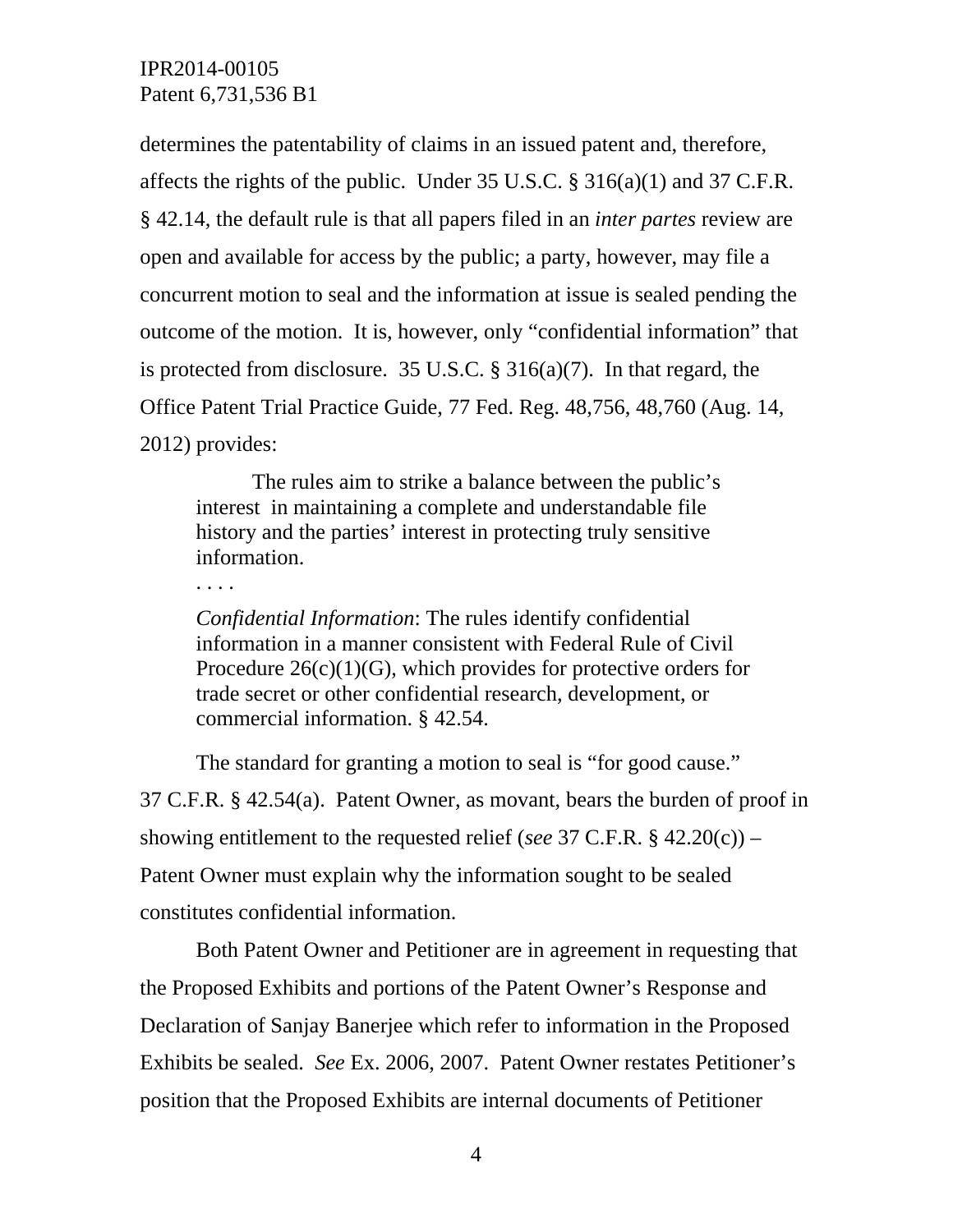determines the patentability of claims in an issued patent and, therefore, affects the rights of the public. Under 35 U.S.C. § 316(a)(1) and 37 C.F.R. § 42.14, the default rule is that all papers filed in an *inter partes* review are open and available for access by the public; a party, however, may file a concurrent motion to seal and the information at issue is sealed pending the outcome of the motion. It is, however, only "confidential information" that is protected from disclosure. 35 U.S.C. § 316(a)(7). In that regard, the Office Patent Trial Practice Guide, 77 Fed. Reg. 48,756, 48,760 (Aug. 14, 2012) provides:

> The rules aim to strike a balance between the public's interest in maintaining a complete and understandable file history and the parties' interest in protecting truly sensitive information.
>
> . . . .
>
> *Confidential Information*: The rules identify confidential information in a manner consistent with Federal Rule of Civil Procedure 26(c)(1)(G), which provides for protective orders for trade secret or other confidential research, development, or commercial information. § 42.54.

The standard for granting a motion to seal is "for good cause." 37 C.F.R. § 42.54(a). Patent Owner, as movant, bears the burden of proof in showing entitlement to the requested relief (*see* 37 C.F.R. § 42.20(c)) – Patent Owner must explain why the information sought to be sealed constitutes confidential information.

Both Patent Owner and Petitioner are in agreement in requesting that the Proposed Exhibits and portions of the Patent Owner's Response and Declaration of Sanjay Banerjee which refer to information in the Proposed Exhibits be sealed. *See* Ex. 2006, 2007. Patent Owner restates Petitioner's position that the Proposed Exhibits are internal documents of Petitioner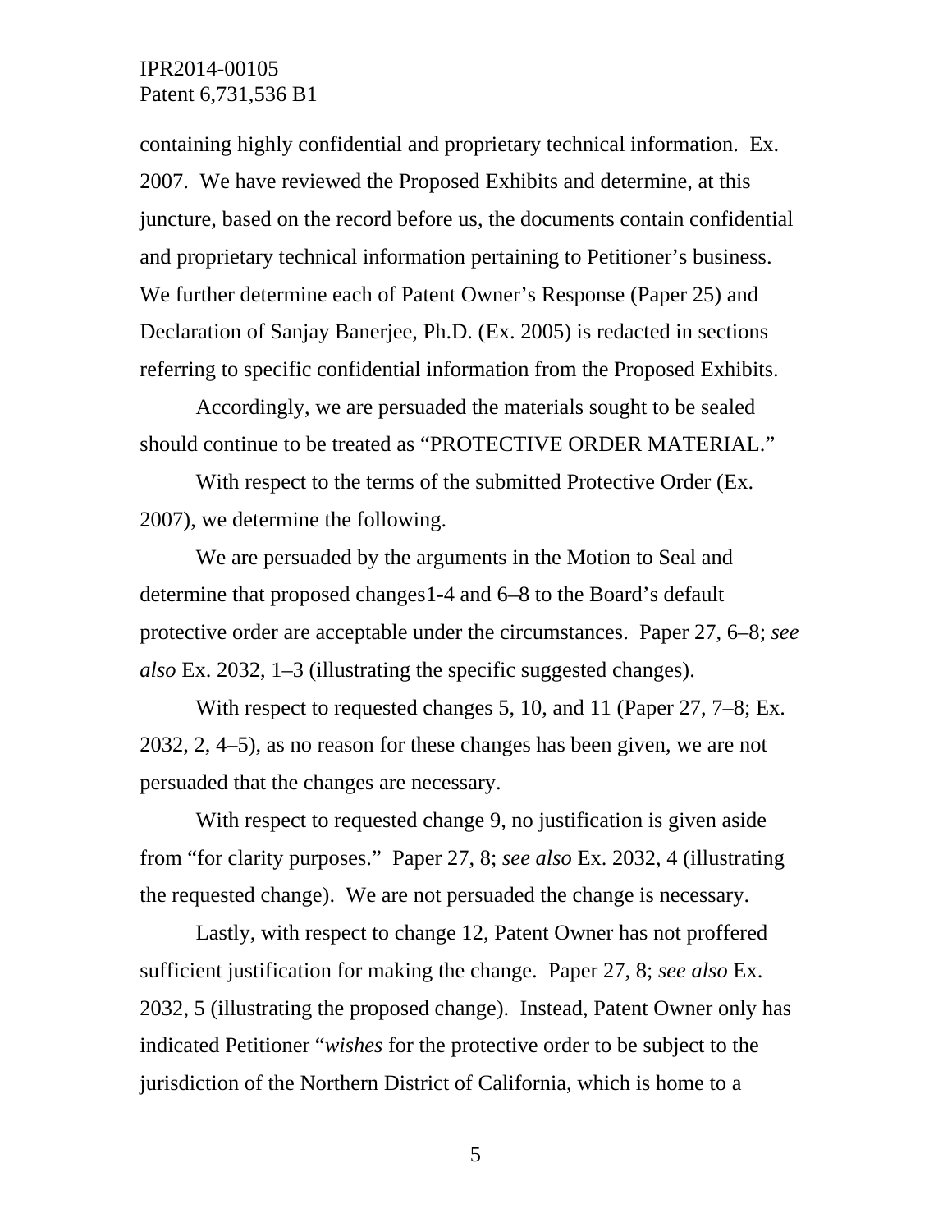containing highly confidential and proprietary technical information. Ex. 2007. We have reviewed the Proposed Exhibits and determine, at this juncture, based on the record before us, the documents contain confidential and proprietary technical information pertaining to Petitioner's business. We further determine each of Patent Owner's Response (Paper 25) and Declaration of Sanjay Banerjee, Ph.D. (Ex. 2005) is redacted in sections referring to specific confidential information from the Proposed Exhibits.

Accordingly, we are persuaded the materials sought to be sealed should continue to be treated as "PROTECTIVE ORDER MATERIAL."

With respect to the terms of the submitted Protective Order (Ex. 2007), we determine the following.

We are persuaded by the arguments in the Motion to Seal and determine that proposed changes1-4 and 6–8 to the Board's default protective order are acceptable under the circumstances. Paper 27, 6–8; *see also* Ex. 2032, 1–3 (illustrating the specific suggested changes).

With respect to requested changes 5, 10, and 11 (Paper 27, 7–8; Ex. 2032, 2, 4–5), as no reason for these changes has been given, we are not persuaded that the changes are necessary.

With respect to requested change 9, no justification is given aside from "for clarity purposes." Paper 27, 8; *see also* Ex. 2032, 4 (illustrating the requested change). We are not persuaded the change is necessary.

Lastly, with respect to change 12, Patent Owner has not proffered sufficient justification for making the change. Paper 27, 8; *see also* Ex. 2032, 5 (illustrating the proposed change). Instead, Patent Owner only has indicated Petitioner "*wishes* for the protective order to be subject to the jurisdiction of the Northern District of California, which is home to a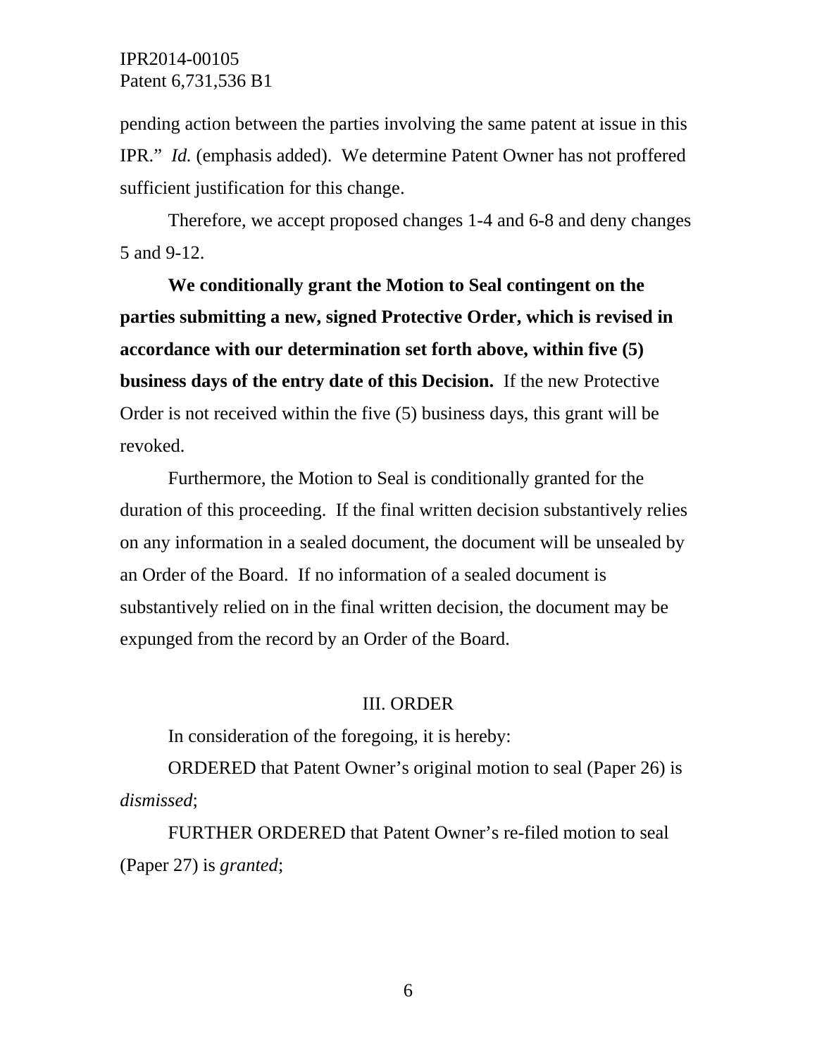pending action between the parties involving the same patent at issue in this IPR." *Id.* (emphasis added). We determine Patent Owner has not proffered sufficient justification for this change.

Therefore, we accept proposed changes 1-4 and 6-8 and deny changes 5 and 9-12.

**We conditionally grant the Motion to Seal contingent on the parties submitting a new, signed Protective Order, which is revised in accordance with our determination set forth above, within five (5) business days of the entry date of this Decision.** If the new Protective Order is not received within the five (5) business days, this grant will be revoked.

Furthermore, the Motion to Seal is conditionally granted for the duration of this proceeding. If the final written decision substantively relies on any information in a sealed document, the document will be unsealed by an Order of the Board. If no information of a sealed document is substantively relied on in the final written decision, the document may be expunged from the record by an Order of the Board.

## III. ORDER

In consideration of the foregoing, it is hereby:

ORDERED that Patent Owner's original motion to seal (Paper 26) is *dismissed*;

FURTHER ORDERED that Patent Owner's re-filed motion to seal (Paper 27) is *granted*;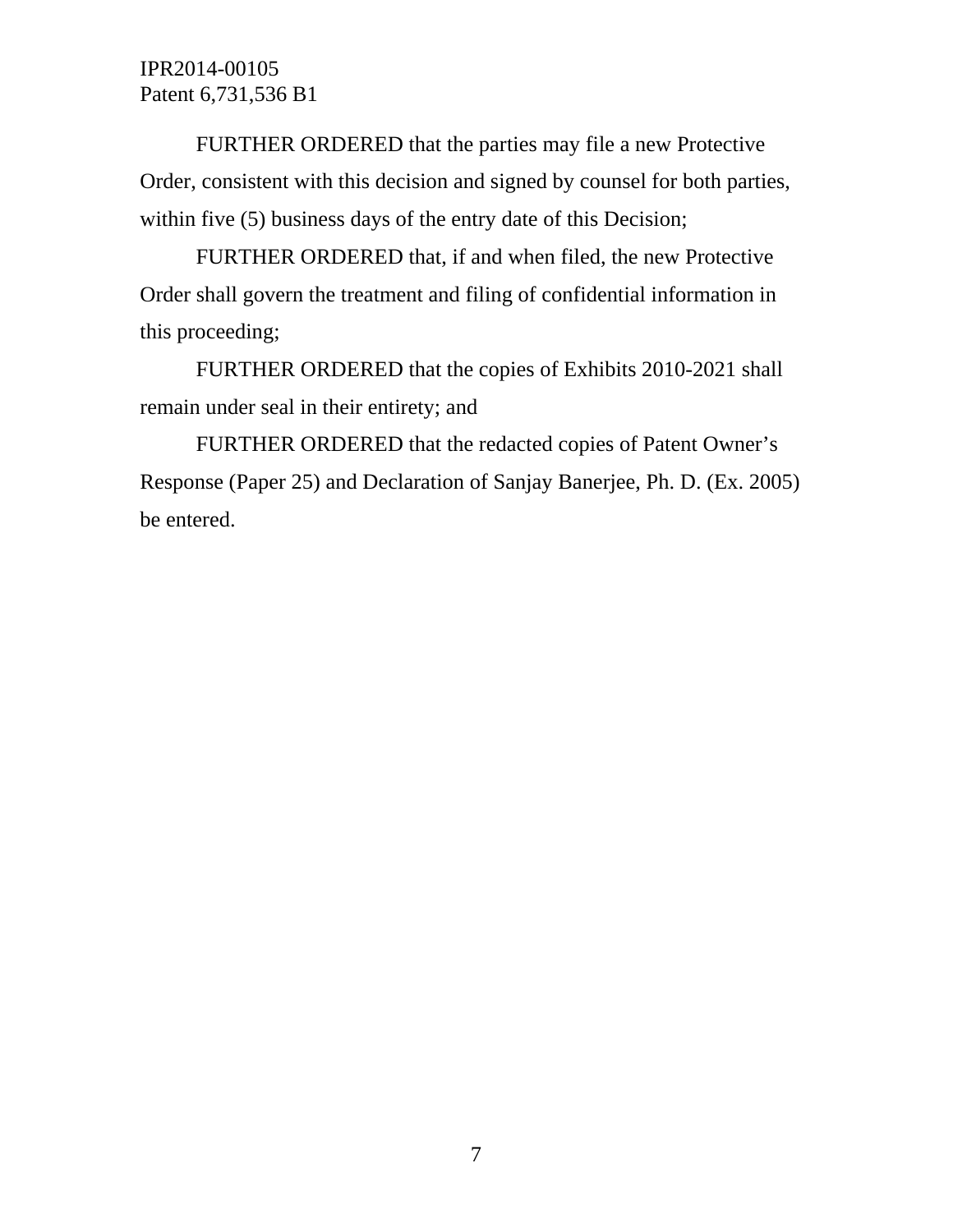FURTHER ORDERED that the parties may file a new Protective Order, consistent with this decision and signed by counsel for both parties, within five (5) business days of the entry date of this Decision;

FURTHER ORDERED that, if and when filed, the new Protective Order shall govern the treatment and filing of confidential information in this proceeding;

FURTHER ORDERED that the copies of Exhibits 2010-2021 shall remain under seal in their entirety; and

FURTHER ORDERED that the redacted copies of Patent Owner's Response (Paper 25) and Declaration of Sanjay Banerjee, Ph. D. (Ex. 2005) be entered.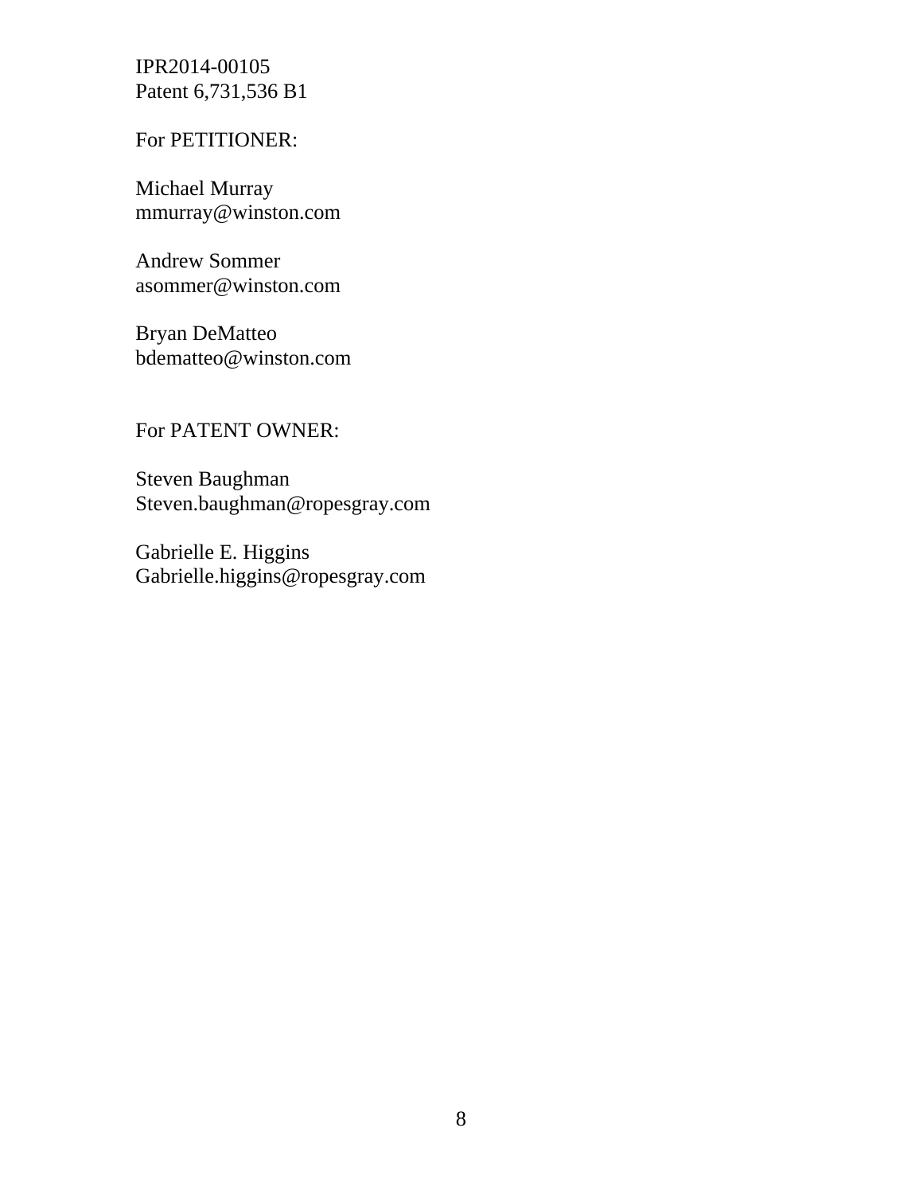For PETITIONER:

Michael Murray
mmurray@winston.com

Andrew Sommer
asommer@winston.com

Bryan DeMatteo
bdematteo@winston.com

For PATENT OWNER:

Steven Baughman
Steven.baughman@ropesgray.com

Gabrielle E. Higgins
Gabrielle.higgins@ropesgray.com